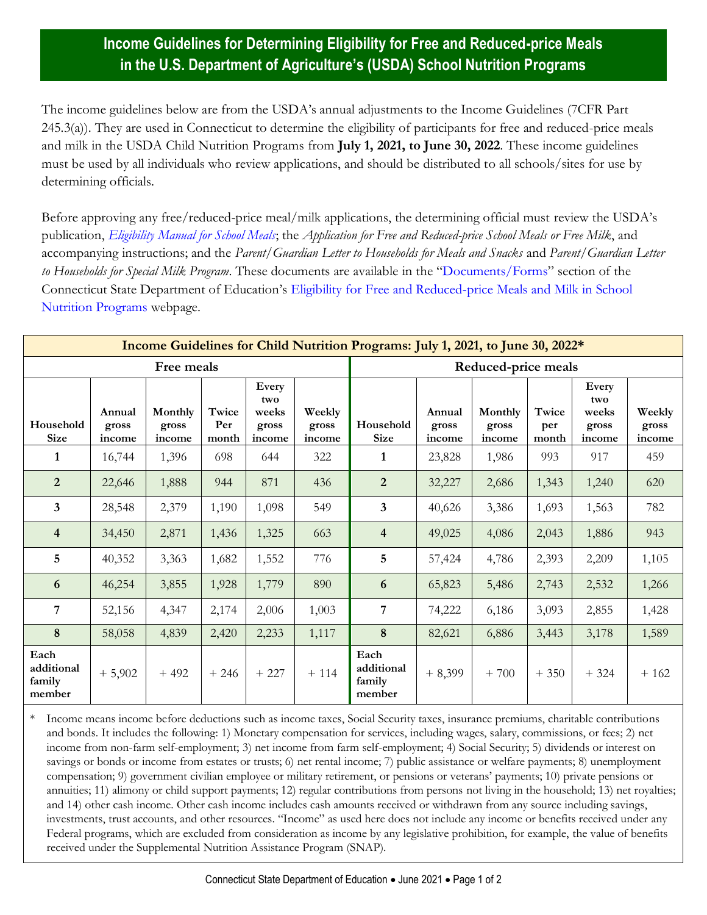# Income Guidelines for Determining Eligibility for Free and Reduced-price Meals in the U.S. Department of Agriculture's (USDA) School Nutrition Programs

The income guidelines below are from the USDA's annual adjustments to the Income Guidelines (7CFR Part 245.3(a)). They are used in Connecticut to determine the eligibility of participants for free and reduced-price meals and milk in the USDA Child Nutrition Programs from **July 1, 2021, to June 30, 2022**. These income guidelines must be used by all individuals who review applications, and should be distributed to all schools/sites for use by determining officials.

Before approving any free/reduced-price meal/milk applications, the determining official must review the USDA's publication, *Eligibility Manual for School Meals*; the *Application for Free and Reduced-price School Meals or Free Milk*, and accompanying instructions; and the *Parent/Guardian Letter to Households for Meals and Snacks* and *Parent/Guardian Letter to Households for Special Milk Program*. These documents are available in the "Documents/Forms" section of the Connecticut State Department of Education's Eligibility for Free and Reduced-price Meals and Milk in School Nutrition Programs webpage.

**Income Guidelines for Child Nutrition Programs: July 1, 2021, to June 30, 2022***

| Free meals | | | | | | Reduced-price meals | | | | | |
|---|---|---|---|---|---|---|---|---|---|---|---|
| Household Size | Annual gross income | Monthly gross income | Twice Per month | Every two weeks gross income | Weekly gross income | Household Size | Annual gross income | Monthly gross income | Twice per month | Every two weeks gross income | Weekly gross income |
| 1 | 16,744 | 1,396 | 698 | 644 | 322 | 1 | 23,828 | 1,986 | 993 | 917 | 459 |
| 2 | 22,646 | 1,888 | 944 | 871 | 436 | 2 | 32,227 | 2,686 | 1,343 | 1,240 | 620 |
| 3 | 28,548 | 2,379 | 1,190 | 1,098 | 549 | 3 | 40,626 | 3,386 | 1,693 | 1,563 | 782 |
| 4 | 34,450 | 2,871 | 1,436 | 1,325 | 663 | 4 | 49,025 | 4,086 | 2,043 | 1,886 | 943 |
| 5 | 40,352 | 3,363 | 1,682 | 1,552 | 776 | 5 | 57,424 | 4,786 | 2,393 | 2,209 | 1,105 |
| 6 | 46,254 | 3,855 | 1,928 | 1,779 | 890 | 6 | 65,823 | 5,486 | 2,743 | 2,532 | 1,266 |
| 7 | 52,156 | 4,347 | 2,174 | 2,006 | 1,003 | 7 | 74,222 | 6,186 | 3,093 | 2,855 | 1,428 |
| 8 | 58,058 | 4,839 | 2,420 | 2,233 | 1,117 | 8 | 82,621 | 6,886 | 3,443 | 3,178 | 1,589 |
| Each additional family member | + 5,902 | + 492 | + 246 | + 227 | + 114 | Each additional family member | + 8,399 | + 700 | + 350 | + 324 | + 162 |

\* Income means income before deductions such as income taxes, Social Security taxes, insurance premiums, charitable contributions and bonds. It includes the following: 1) Monetary compensation for services, including wages, salary, commissions, or fees; 2) net income from non-farm self-employment; 3) net income from farm self-employment; 4) Social Security; 5) dividends or interest on savings or bonds or income from estates or trusts; 6) net rental income; 7) public assistance or welfare payments; 8) unemployment compensation; 9) government civilian employee or military retirement, or pensions or veterans' payments; 10) private pensions or annuities; 11) alimony or child support payments; 12) regular contributions from persons not living in the household; 13) net royalties; and 14) other cash income. Other cash income includes cash amounts received or withdrawn from any source including savings, investments, trust accounts, and other resources. "Income" as used here does not include any income or benefits received under any Federal programs, which are excluded from consideration as income by any legislative prohibition, for example, the value of benefits received under the Supplemental Nutrition Assistance Program (SNAP).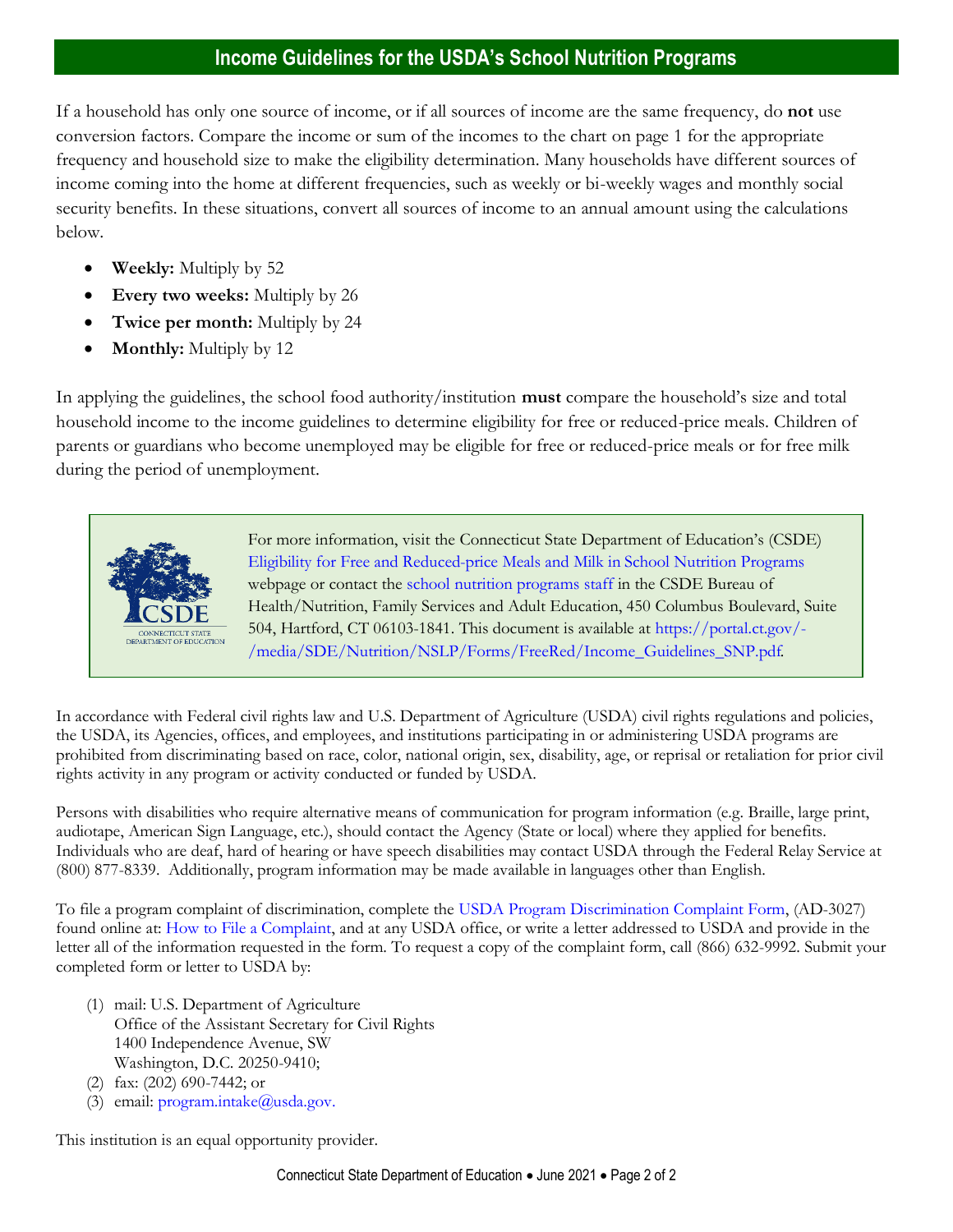## Income Guidelines for the USDA's School Nutrition Programs

If a household has only one source of income, or if all sources of income are the same frequency, do **not** use conversion factors. Compare the income or sum of the incomes to the chart on page 1 for the appropriate frequency and household size to make the eligibility determination. Many households have different sources of income coming into the home at different frequencies, such as weekly or bi-weekly wages and monthly social security benefits. In these situations, convert all sources of income to an annual amount using the calculations below.

- **Weekly:** Multiply by 52
- **Every two weeks:** Multiply by 26
- **Twice per month:** Multiply by 24
- **Monthly:** Multiply by 12

In applying the guidelines, the school food authority/institution **must** compare the household's size and total household income to the income guidelines to determine eligibility for free or reduced-price meals. Children of parents or guardians who become unemployed may be eligible for free or reduced-price meals or for free milk during the period of unemployment.

For more information, visit the Connecticut State Department of Education's (CSDE) Eligibility for Free and Reduced-price Meals and Milk in School Nutrition Programs webpage or contact the school nutrition programs staff in the CSDE Bureau of Health/Nutrition, Family Services and Adult Education, 450 Columbus Boulevard, Suite 504, Hartford, CT 06103-1841. This document is available at https://portal.ct.gov/-/media/SDE/Nutrition/NSLP/Forms/FreeRed/Income_Guidelines_SNP.pdf.

In accordance with Federal civil rights law and U.S. Department of Agriculture (USDA) civil rights regulations and policies, the USDA, its Agencies, offices, and employees, and institutions participating in or administering USDA programs are prohibited from discriminating based on race, color, national origin, sex, disability, age, or reprisal or retaliation for prior civil rights activity in any program or activity conducted or funded by USDA.

Persons with disabilities who require alternative means of communication for program information (e.g. Braille, large print, audiotape, American Sign Language, etc.), should contact the Agency (State or local) where they applied for benefits. Individuals who are deaf, hard of hearing or have speech disabilities may contact USDA through the Federal Relay Service at (800) 877-8339. Additionally, program information may be made available in languages other than English.

To file a program complaint of discrimination, complete the USDA Program Discrimination Complaint Form, (AD-3027) found online at: How to File a Complaint, and at any USDA office, or write a letter addressed to USDA and provide in the letter all of the information requested in the form. To request a copy of the complaint form, call (866) 632-9992. Submit your completed form or letter to USDA by:

(1) mail: U.S. Department of Agriculture
Office of the Assistant Secretary for Civil Rights
1400 Independence Avenue, SW
Washington, D.C. 20250-9410;
(2) fax: (202) 690-7442; or
(3) email: program.intake@usda.gov.

This institution is an equal opportunity provider.